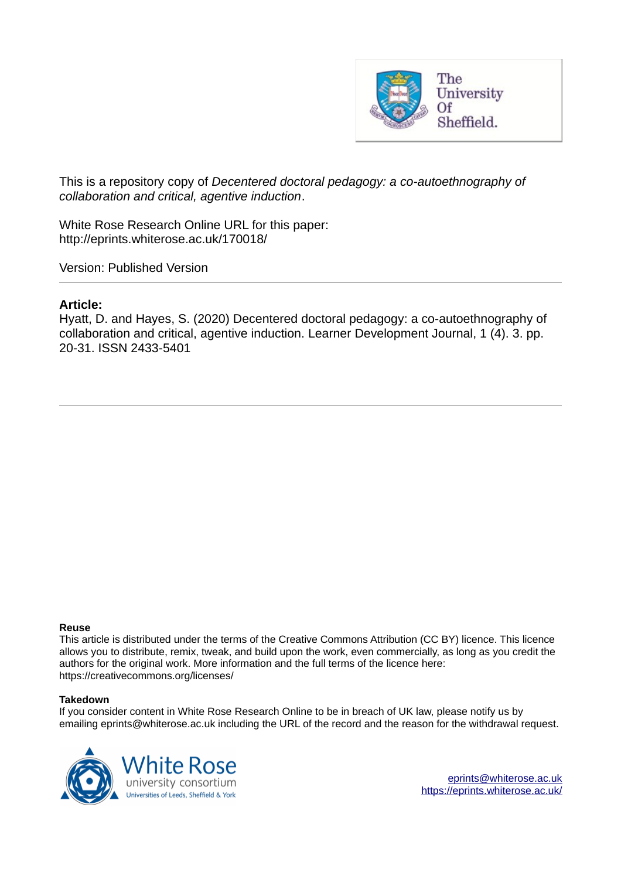This is a repository copy of *Decentered doctoral pedagogy: a co-autoethnography of collaboration and critical, agentive induction*.

White Rose Research Online URL for this paper:
http://eprints.whiterose.ac.uk/170018/

Version: Published Version

---

**Article:**

Hyatt, D. and Hayes, S. (2020) Decentered doctoral pedagogy: a co-autoethnography of collaboration and critical, agentive induction. Learner Development Journal, 1 (4). 3. pp. 20-31. ISSN 2433-5401

---

**Reuse**

This article is distributed under the terms of the Creative Commons Attribution (CC BY) licence. This licence allows you to distribute, remix, tweak, and build upon the work, even commercially, as long as you credit the authors for the original work. More information and the full terms of the licence here: https://creativecommons.org/licenses/

**Takedown**

If you consider content in White Rose Research Online to be in breach of UK law, please notify us by emailing eprints@whiterose.ac.uk including the URL of the record and the reason for the withdrawal request.

eprints@whiterose.ac.uk
https://eprints.whiterose.ac.uk/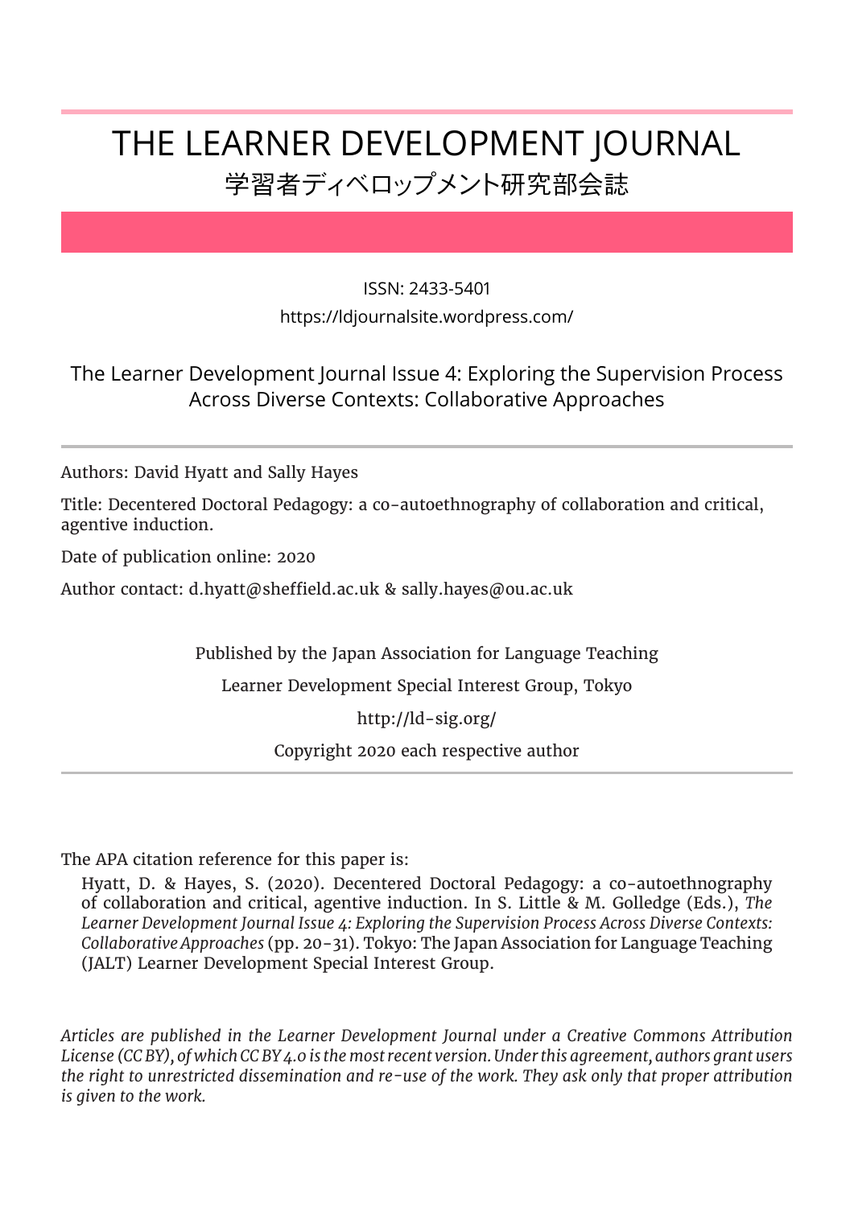# THE LEARNER DEVELOPMENT JOURNAL

## 学習者ディベロップメント研究部会誌

ISSN: 2433-5401

https://ldjournalsite.wordpress.com/

The Learner Development Journal Issue 4: Exploring the Supervision Process Across Diverse Contexts: Collaborative Approaches

---

Authors: David Hyatt and Sally Hayes

Title: Decentered Doctoral Pedagogy: a co-autoethnography of collaboration and critical, agentive induction.

Date of publication online: 2020

Author contact: d.hyatt@sheffield.ac.uk & sally.hayes@ou.ac.uk

Published by the Japan Association for Language Teaching

Learner Development Special Interest Group, Tokyo

http://ld-sig.org/

Copyright 2020 each respective author

---

The APA citation reference for this paper is:

Hyatt, D. & Hayes, S. (2020). Decentered Doctoral Pedagogy: a co-autoethnography of collaboration and critical, agentive induction. In S. Little & M. Golledge (Eds.), *The Learner Development Journal Issue 4: Exploring the Supervision Process Across Diverse Contexts: Collaborative Approaches* (pp. 20-31). Tokyo: The Japan Association for Language Teaching (JALT) Learner Development Special Interest Group.

*Articles are published in the Learner Development Journal under a Creative Commons Attribution License (CC BY), of which CC BY 4.0 is the most recent version. Under this agreement, authors grant users the right to unrestricted dissemination and re-use of the work. They ask only that proper attribution is given to the work.*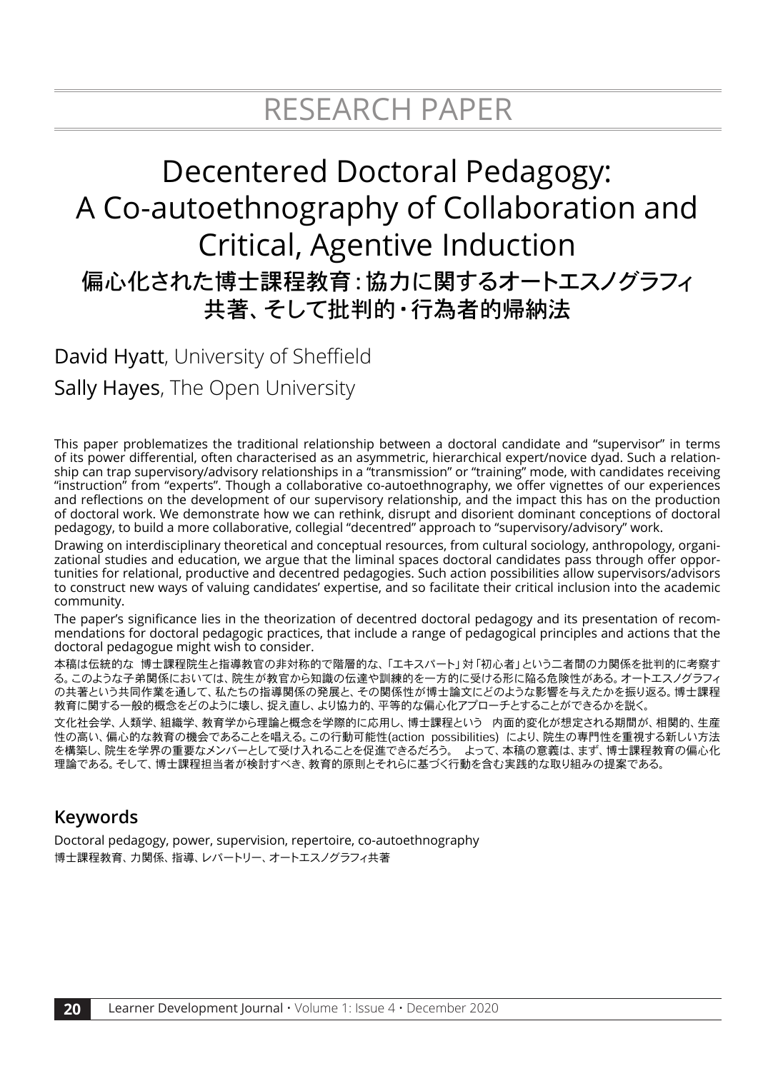RESEARCH PAPER

# Decentered Doctoral Pedagogy: A Co-autoethnography of Collaboration and Critical, Agentive Induction

## 偏心化された博士課程教育：協力に関するオートエスノグラフィ共著、そして批判的・行為者的帰納法

**David Hyatt**, University of Sheffield

**Sally Hayes**, The Open University

This paper problematizes the traditional relationship between a doctoral candidate and "supervisor" in terms of its power differential, often characterised as an asymmetric, hierarchical expert/novice dyad. Such a relationship can trap supervisory/advisory relationships in a "transmission" or "training" mode, with candidates receiving "instruction" from "experts". Though a collaborative co-autoethnography, we offer vignettes of our experiences and reflections on the development of our supervisory relationship, and the impact this has on the production of doctoral work. We demonstrate how we can rethink, disrupt and disorient dominant conceptions of doctoral pedagogy, to build a more collaborative, collegial "decentred" approach to "supervisory/advisory" work.

Drawing on interdisciplinary theoretical and conceptual resources, from cultural sociology, anthropology, organizational studies and education, we argue that the liminal spaces doctoral candidates pass through offer opportunities for relational, productive and decentred pedagogies. Such action possibilities allow supervisors/advisors to construct new ways of valuing candidates' expertise, and so facilitate their critical inclusion into the academic community.

The paper's significance lies in the theorization of decentred doctoral pedagogy and its presentation of recommendations for doctoral pedagogic practices, that include a range of pedagogical principles and actions that the doctoral pedagogue might wish to consider.

本稿は伝統的な　博士課程院生と指導教官の非対称的で階層的な、「エキスパート」対「初心者」という二者間の力関係を批判的に考察する。このような子弟関係においては、院生が教官から知識の伝達や訓練的を一方的に受ける形に陥る危険性がある。オートエスノグラフィの共著という共同作業を通して、私たちの指導関係の発展と、その関係性が博士論文にどのような影響を与えたかを振り返る。博士課程教育に関する一般的概念をどのように壊し、捉え直し、より協力的、平等的な偏心化アプローチとすることができるかを説く。

文化社会学、人類学、組織学、教育学から理論と概念を学際的に応用し、博士課程という　内面的変化が想定される期間が、相関的、生産性の高い、偏心的な教育の機会であることを唱える。この行動可能性(action　possibilities)　により、院生の専門性を重視する新しい方法を構築し、院生を学界の重要なメンバーとして受け入れることを促進できるだろう。　よって、本稿の意義は、まず、博士課程教育の偏心化理論である。そして、博士課程担当者が検討すべき、教育的原則とそれらに基づく行動を含む実践的な取り組みの提案である。

## Keywords

Doctoral pedagogy, power, supervision, repertoire, co-autoethnography

博士課程教育、力関係、指導、レパートリー、オートエスノグラフィ共著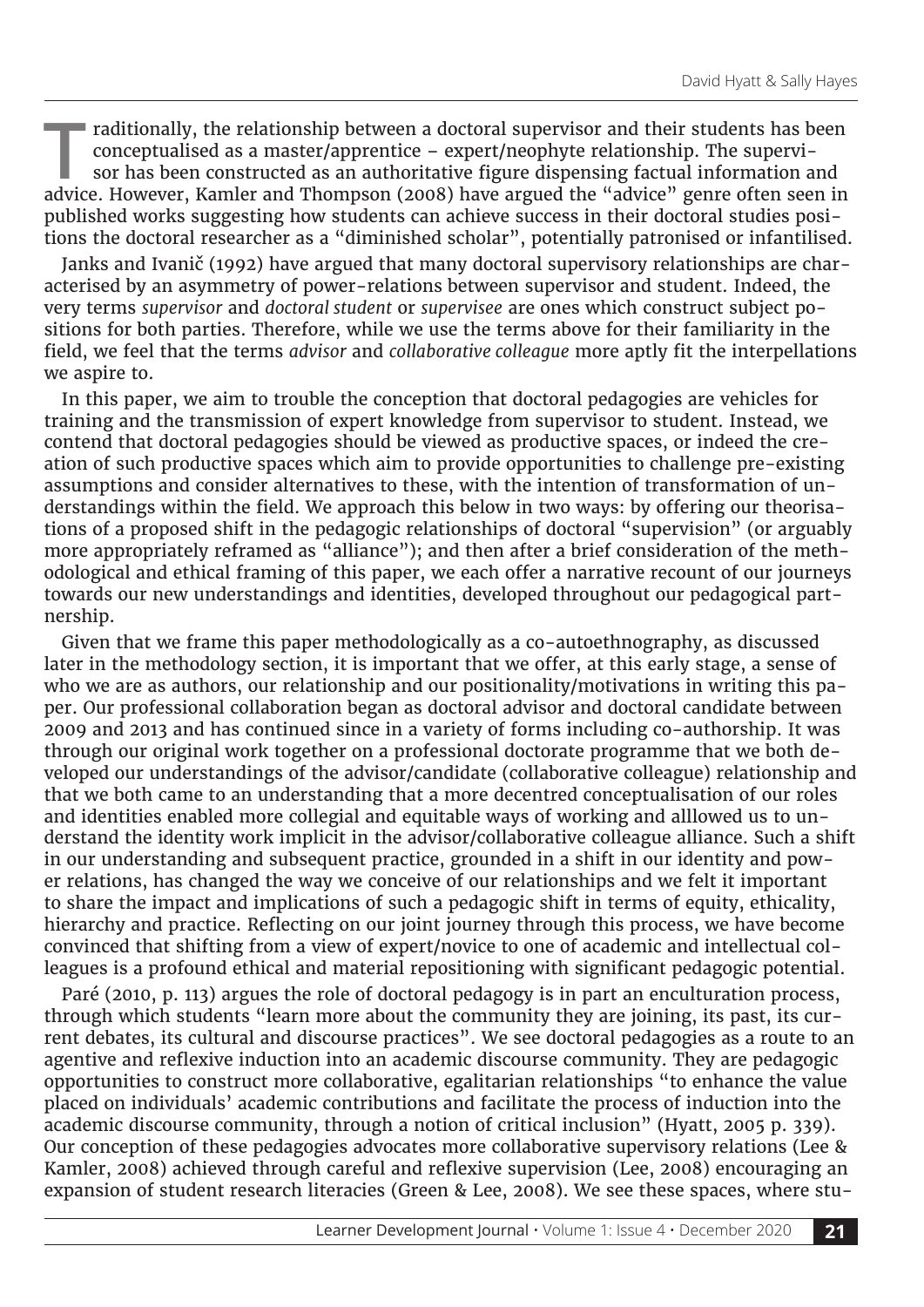Traditionally, the relationship between a doctoral supervisor and their students has been conceptualised as a master/apprentice – expert/neophyte relationship. The supervisor has been constructed as an authoritative figure dispensing factual information and advice. However, Kamler and Thompson (2008) have argued the "advice" genre often seen in published works suggesting how students can achieve success in their doctoral studies positions the doctoral researcher as a "diminished scholar", potentially patronised or infantilised.

Janks and Ivanič (1992) have argued that many doctoral supervisory relationships are characterised by an asymmetry of power-relations between supervisor and student. Indeed, the very terms *supervisor* and *doctoral student* or *supervisee* are ones which construct subject positions for both parties. Therefore, while we use the terms above for their familiarity in the field, we feel that the terms *advisor* and *collaborative colleague* more aptly fit the interpellations we aspire to.

In this paper, we aim to trouble the conception that doctoral pedagogies are vehicles for training and the transmission of expert knowledge from supervisor to student. Instead, we contend that doctoral pedagogies should be viewed as productive spaces, or indeed the creation of such productive spaces which aim to provide opportunities to challenge pre-existing assumptions and consider alternatives to these, with the intention of transformation of understandings within the field. We approach this below in two ways: by offering our theorisations of a proposed shift in the pedagogic relationships of doctoral "supervision" (or arguably more appropriately reframed as "alliance"); and then after a brief consideration of the methodological and ethical framing of this paper, we each offer a narrative recount of our journeys towards our new understandings and identities, developed throughout our pedagogical partnership.

Given that we frame this paper methodologically as a co-autoethnography, as discussed later in the methodology section, it is important that we offer, at this early stage, a sense of who we are as authors, our relationship and our positionality/motivations in writing this paper. Our professional collaboration began as doctoral advisor and doctoral candidate between 2009 and 2013 and has continued since in a variety of forms including co-authorship. It was through our original work together on a professional doctorate programme that we both developed our understandings of the advisor/candidate (collaborative colleague) relationship and that we both came to an understanding that a more decentred conceptualisation of our roles and identities enabled more collegial and equitable ways of working and alllowed us to understand the identity work implicit in the advisor/collaborative colleague alliance. Such a shift in our understanding and subsequent practice, grounded in a shift in our identity and power relations, has changed the way we conceive of our relationships and we felt it important to share the impact and implications of such a pedagogic shift in terms of equity, ethicality, hierarchy and practice. Reflecting on our joint journey through this process, we have become convinced that shifting from a view of expert/novice to one of academic and intellectual colleagues is a profound ethical and material repositioning with significant pedagogic potential.

Paré (2010, p. 113) argues the role of doctoral pedagogy is in part an enculturation process, through which students "learn more about the community they are joining, its past, its current debates, its cultural and discourse practices". We see doctoral pedagogies as a route to an agentive and reflexive induction into an academic discourse community. They are pedagogic opportunities to construct more collaborative, egalitarian relationships "to enhance the value placed on individuals' academic contributions and facilitate the process of induction into the academic discourse community, through a notion of critical inclusion" (Hyatt, 2005 p. 339). Our conception of these pedagogies advocates more collaborative supervisory relations (Lee & Kamler, 2008) achieved through careful and reflexive supervision (Lee, 2008) encouraging an expansion of student research literacies (Green & Lee, 2008). We see these spaces, where stu-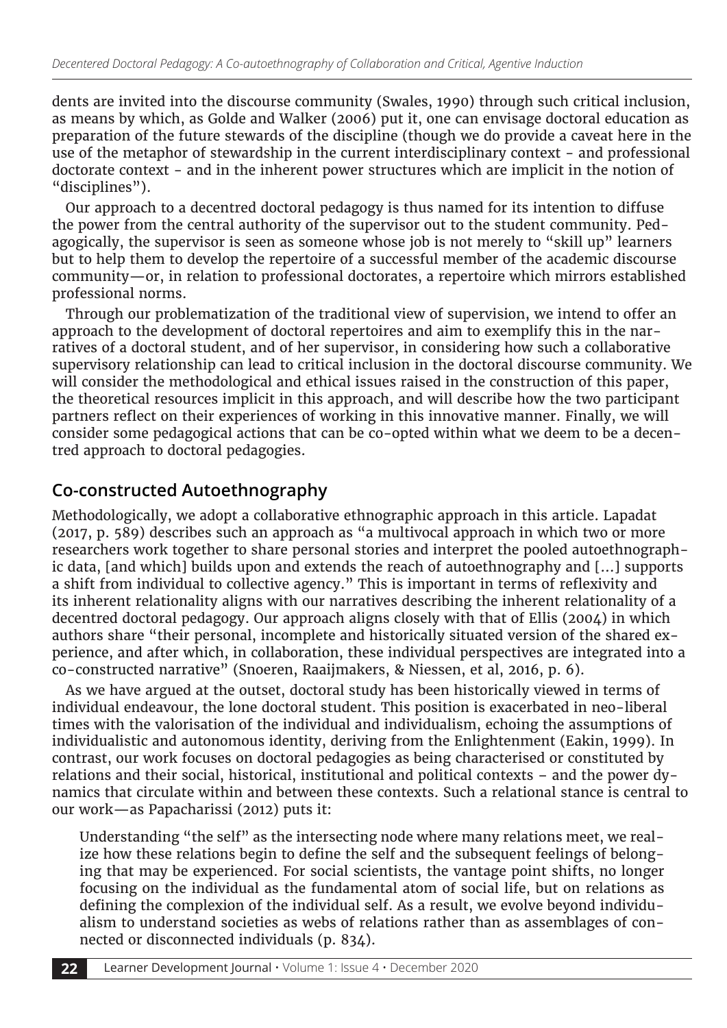dents are invited into the discourse community (Swales, 1990) through such critical inclusion, as means by which, as Golde and Walker (2006) put it, one can envisage doctoral education as preparation of the future stewards of the discipline (though we do provide a caveat here in the use of the metaphor of stewardship in the current interdisciplinary context - and professional doctorate context - and in the inherent power structures which are implicit in the notion of "disciplines").

Our approach to a decentred doctoral pedagogy is thus named for its intention to diffuse the power from the central authority of the supervisor out to the student community. Pedagogically, the supervisor is seen as someone whose job is not merely to "skill up" learners but to help them to develop the repertoire of a successful member of the academic discourse community—or, in relation to professional doctorates, a repertoire which mirrors established professional norms.

Through our problematization of the traditional view of supervision, we intend to offer an approach to the development of doctoral repertoires and aim to exemplify this in the narratives of a doctoral student, and of her supervisor, in considering how such a collaborative supervisory relationship can lead to critical inclusion in the doctoral discourse community. We will consider the methodological and ethical issues raised in the construction of this paper, the theoretical resources implicit in this approach, and will describe how the two participant partners reflect on their experiences of working in this innovative manner. Finally, we will consider some pedagogical actions that can be co-opted within what we deem to be a decentred approach to doctoral pedagogies.

## Co-constructed Autoethnography

Methodologically, we adopt a collaborative ethnographic approach in this article. Lapadat (2017, p. 589) describes such an approach as "a multivocal approach in which two or more researchers work together to share personal stories and interpret the pooled autoethnographic data, [and which] builds upon and extends the reach of autoethnography and [...] supports a shift from individual to collective agency." This is important in terms of reflexivity and its inherent relationality aligns with our narratives describing the inherent relationality of a decentred doctoral pedagogy. Our approach aligns closely with that of Ellis (2004) in which authors share "their personal, incomplete and historically situated version of the shared experience, and after which, in collaboration, these individual perspectives are integrated into a co-constructed narrative" (Snoeren, Raaijmakers, & Niessen, et al, 2016, p. 6).

As we have argued at the outset, doctoral study has been historically viewed in terms of individual endeavour, the lone doctoral student. This position is exacerbated in neo-liberal times with the valorisation of the individual and individualism, echoing the assumptions of individualistic and autonomous identity, deriving from the Enlightenment (Eakin, 1999). In contrast, our work focuses on doctoral pedagogies as being characterised or constituted by relations and their social, historical, institutional and political contexts - and the power dynamics that circulate within and between these contexts. Such a relational stance is central to our work—as Papacharissi (2012) puts it:

> Understanding "the self" as the intersecting node where many relations meet, we realize how these relations begin to define the self and the subsequent feelings of belonging that may be experienced. For social scientists, the vantage point shifts, no longer focusing on the individual as the fundamental atom of social life, but on relations as defining the complexion of the individual self. As a result, we evolve beyond individualism to understand societies as webs of relations rather than as assemblages of connected or disconnected individuals (p. 834).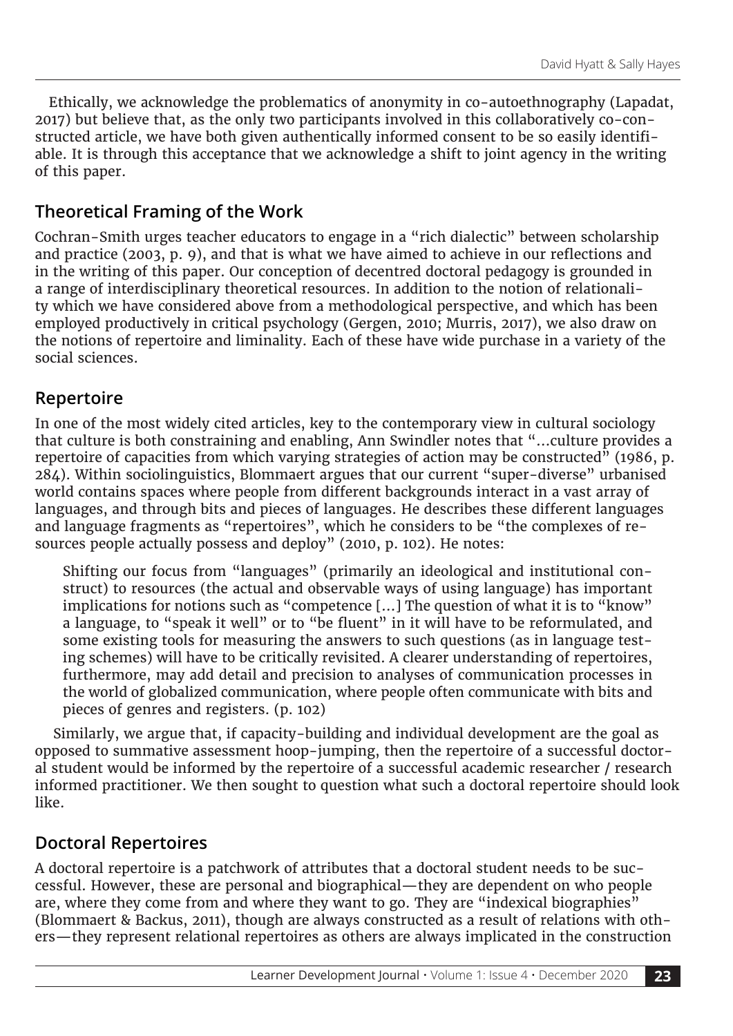Ethically, we acknowledge the problematics of anonymity in co-autoethnography (Lapadat, 2017) but believe that, as the only two participants involved in this collaboratively co-constructed article, we have both given authentically informed consent to be so easily identifiable. It is through this acceptance that we acknowledge a shift to joint agency in the writing of this paper.

## Theoretical Framing of the Work

Cochran-Smith urges teacher educators to engage in a "rich dialectic" between scholarship and practice (2003, p. 9), and that is what we have aimed to achieve in our reflections and in the writing of this paper. Our conception of decentred doctoral pedagogy is grounded in a range of interdisciplinary theoretical resources. In addition to the notion of relationality which we have considered above from a methodological perspective, and which has been employed productively in critical psychology (Gergen, 2010; Murris, 2017), we also draw on the notions of repertoire and liminality. Each of these have wide purchase in a variety of the social sciences.

## Repertoire

In one of the most widely cited articles, key to the contemporary view in cultural sociology that culture is both constraining and enabling, Ann Swindler notes that "…culture provides a repertoire of capacities from which varying strategies of action may be constructed" (1986, p. 284). Within sociolinguistics, Blommaert argues that our current "super-diverse" urbanised world contains spaces where people from different backgrounds interact in a vast array of languages, and through bits and pieces of languages. He describes these different languages and language fragments as "repertoires", which he considers to be "the complexes of resources people actually possess and deploy" (2010, p. 102). He notes:

> Shifting our focus from "languages" (primarily an ideological and institutional construct) to resources (the actual and observable ways of using language) has important implications for notions such as "competence […] The question of what it is to "know" a language, to "speak it well" or to "be fluent" in it will have to be reformulated, and some existing tools for measuring the answers to such questions (as in language testing schemes) will have to be critically revisited. A clearer understanding of repertoires, furthermore, may add detail and precision to analyses of communication processes in the world of globalized communication, where people often communicate with bits and pieces of genres and registers. (p. 102)

Similarly, we argue that, if capacity-building and individual development are the goal as opposed to summative assessment hoop-jumping, then the repertoire of a successful doctoral student would be informed by the repertoire of a successful academic researcher / research informed practitioner. We then sought to question what such a doctoral repertoire should look like.

## Doctoral Repertoires

A doctoral repertoire is a patchwork of attributes that a doctoral student needs to be successful. However, these are personal and biographical—they are dependent on who people are, where they come from and where they want to go. They are "indexical biographies" (Blommaert & Backus, 2011), though are always constructed as a result of relations with others—they represent relational repertoires as others are always implicated in the construction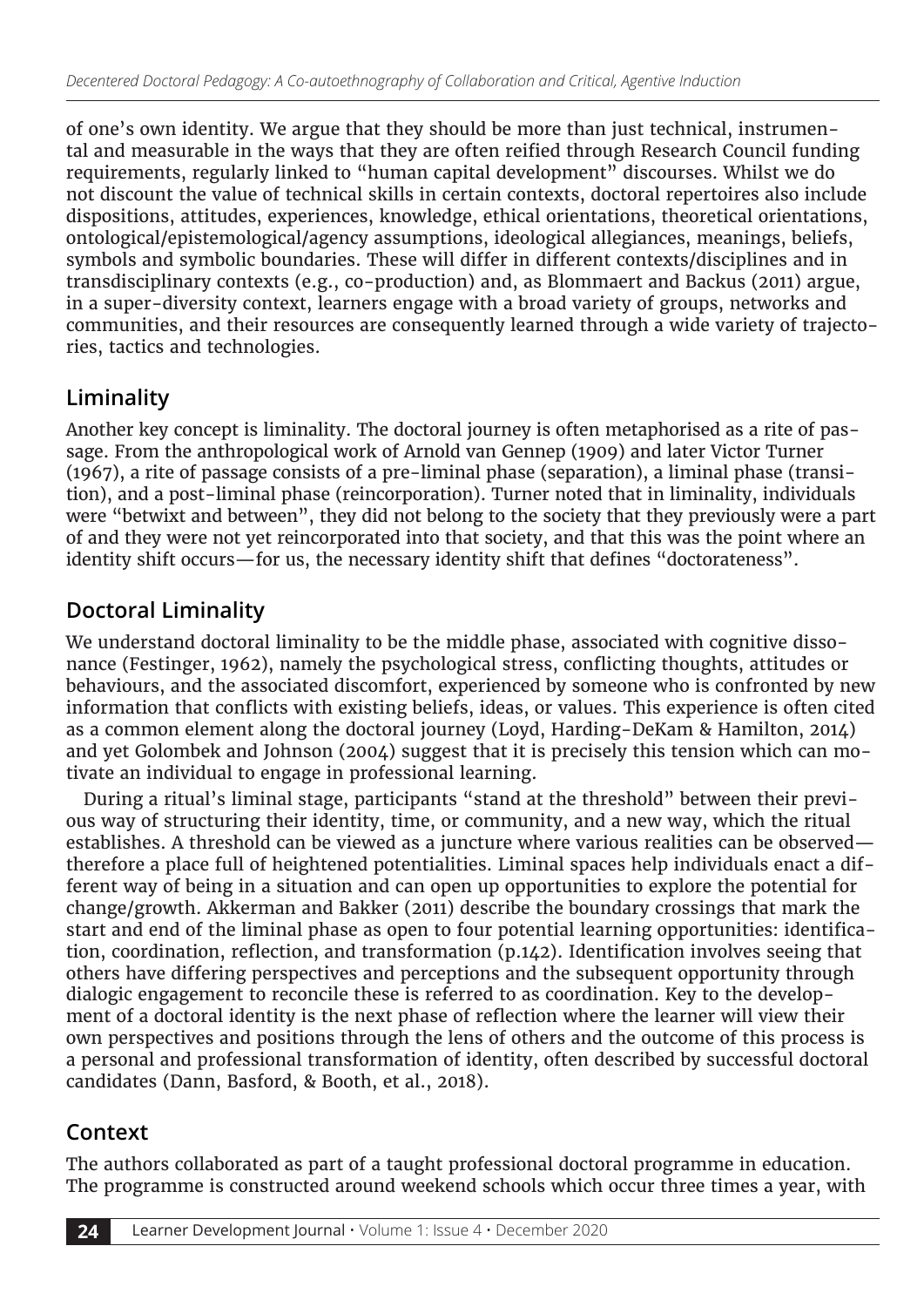of one's own identity. We argue that they should be more than just technical, instrumental and measurable in the ways that they are often reified through Research Council funding requirements, regularly linked to "human capital development" discourses. Whilst we do not discount the value of technical skills in certain contexts, doctoral repertoires also include dispositions, attitudes, experiences, knowledge, ethical orientations, theoretical orientations, ontological/epistemological/agency assumptions, ideological allegiances, meanings, beliefs, symbols and symbolic boundaries. These will differ in different contexts/disciplines and in transdisciplinary contexts (e.g., co-production) and, as Blommaert and Backus (2011) argue, in a super-diversity context, learners engage with a broad variety of groups, networks and communities, and their resources are consequently learned through a wide variety of trajectories, tactics and technologies.

## Liminality

Another key concept is liminality. The doctoral journey is often metaphorised as a rite of passage. From the anthropological work of Arnold van Gennep (1909) and later Victor Turner (1967), a rite of passage consists of a pre-liminal phase (separation), a liminal phase (transition), and a post-liminal phase (reincorporation). Turner noted that in liminality, individuals were "betwixt and between", they did not belong to the society that they previously were a part of and they were not yet reincorporated into that society, and that this was the point where an identity shift occurs—for us, the necessary identity shift that defines "doctorateness".

## Doctoral Liminality

We understand doctoral liminality to be the middle phase, associated with cognitive dissonance (Festinger, 1962), namely the psychological stress, conflicting thoughts, attitudes or behaviours, and the associated discomfort, experienced by someone who is confronted by new information that conflicts with existing beliefs, ideas, or values. This experience is often cited as a common element along the doctoral journey (Loyd, Harding-DeKam & Hamilton, 2014) and yet Golombek and Johnson (2004) suggest that it is precisely this tension which can motivate an individual to engage in professional learning.

During a ritual's liminal stage, participants "stand at the threshold" between their previous way of structuring their identity, time, or community, and a new way, which the ritual establishes. A threshold can be viewed as a juncture where various realities can be observed—therefore a place full of heightened potentialities. Liminal spaces help individuals enact a different way of being in a situation and can open up opportunities to explore the potential for change/growth. Akkerman and Bakker (2011) describe the boundary crossings that mark the start and end of the liminal phase as open to four potential learning opportunities: identification, coordination, reflection, and transformation (p.142). Identification involves seeing that others have differing perspectives and perceptions and the subsequent opportunity through dialogic engagement to reconcile these is referred to as coordination. Key to the development of a doctoral identity is the next phase of reflection where the learner will view their own perspectives and positions through the lens of others and the outcome of this process is a personal and professional transformation of identity, often described by successful doctoral candidates (Dann, Basford, & Booth, et al., 2018).

## Context

The authors collaborated as part of a taught professional doctoral programme in education. The programme is constructed around weekend schools which occur three times a year, with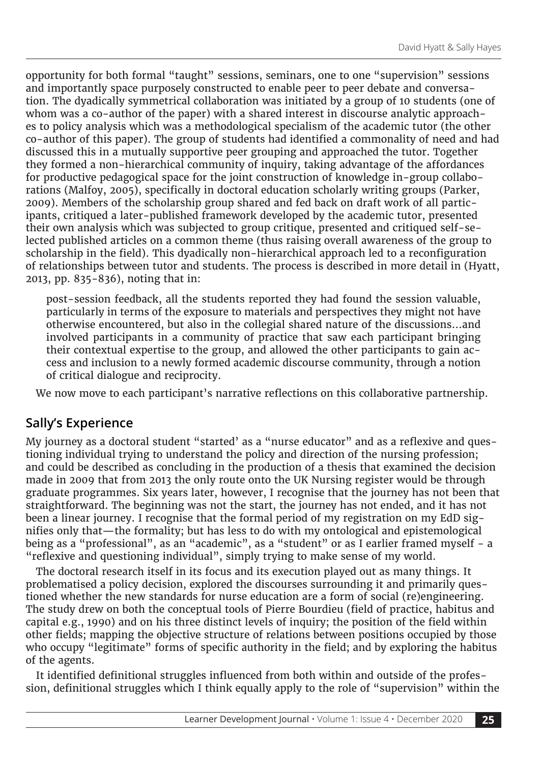opportunity for both formal "taught" sessions, seminars, one to one "supervision" sessions and importantly space purposely constructed to enable peer to peer debate and conversation. The dyadically symmetrical collaboration was initiated by a group of 10 students (one of whom was a co-author of the paper) with a shared interest in discourse analytic approaches to policy analysis which was a methodological specialism of the academic tutor (the other co-author of this paper). The group of students had identified a commonality of need and had discussed this in a mutually supportive peer grouping and approached the tutor. Together they formed a non-hierarchical community of inquiry, taking advantage of the affordances for productive pedagogical space for the joint construction of knowledge in-group collaborations (Malfoy, 2005), specifically in doctoral education scholarly writing groups (Parker, 2009). Members of the scholarship group shared and fed back on draft work of all participants, critiqued a later-published framework developed by the academic tutor, presented their own analysis which was subjected to group critique, presented and critiqued self-selected published articles on a common theme (thus raising overall awareness of the group to scholarship in the field). This dyadically non-hierarchical approach led to a reconfiguration of relationships between tutor and students. The process is described in more detail in (Hyatt, 2013, pp. 835-836), noting that in:

> post-session feedback, all the students reported they had found the session valuable, particularly in terms of the exposure to materials and perspectives they might not have otherwise encountered, but also in the collegial shared nature of the discussions…and involved participants in a community of practice that saw each participant bringing their contextual expertise to the group, and allowed the other participants to gain access and inclusion to a newly formed academic discourse community, through a notion of critical dialogue and reciprocity.

We now move to each participant's narrative reflections on this collaborative partnership.

## Sally's Experience

My journey as a doctoral student "started' as a "nurse educator" and as a reflexive and questioning individual trying to understand the policy and direction of the nursing profession; and could be described as concluding in the production of a thesis that examined the decision made in 2009 that from 2013 the only route onto the UK Nursing register would be through graduate programmes. Six years later, however, I recognise that the journey has not been that straightforward. The beginning was not the start, the journey has not ended, and it has not been a linear journey. I recognise that the formal period of my registration on my EdD signifies only that—the formality; but has less to do with my ontological and epistemological being as a "professional", as an "academic", as a "student" or as I earlier framed myself - a "reflexive and questioning individual", simply trying to make sense of my world.

The doctoral research itself in its focus and its execution played out as many things. It problematised a policy decision, explored the discourses surrounding it and primarily questioned whether the new standards for nurse education are a form of social (re)engineering. The study drew on both the conceptual tools of Pierre Bourdieu (field of practice, habitus and capital e.g., 1990) and on his three distinct levels of inquiry; the position of the field within other fields; mapping the objective structure of relations between positions occupied by those who occupy "legitimate" forms of specific authority in the field; and by exploring the habitus of the agents.

It identified definitional struggles influenced from both within and outside of the profession, definitional struggles which I think equally apply to the role of "supervision" within the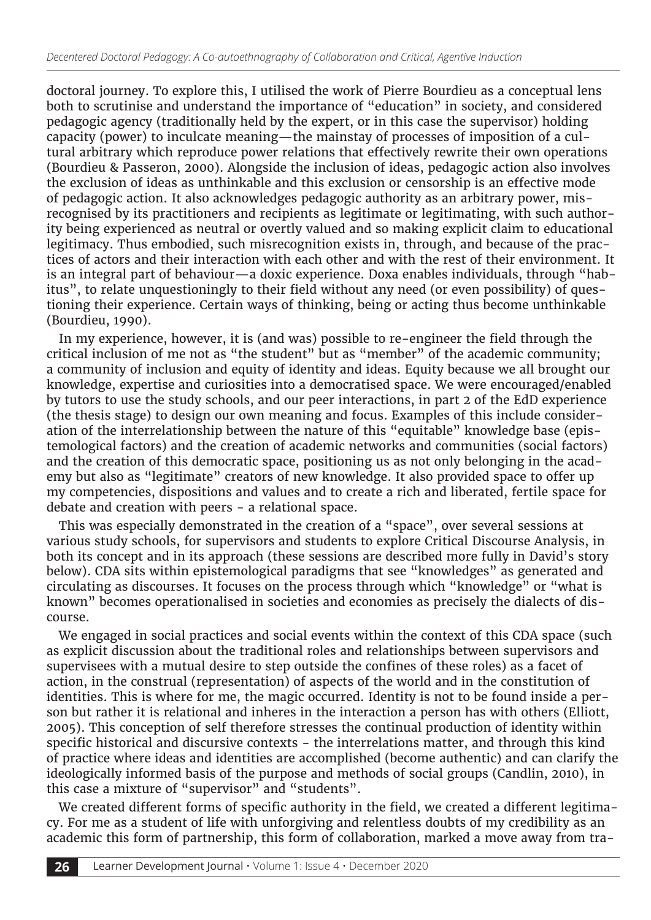doctoral journey. To explore this, I utilised the work of Pierre Bourdieu as a conceptual lens both to scrutinise and understand the importance of "education" in society, and considered pedagogic agency (traditionally held by the expert, or in this case the supervisor) holding capacity (power) to inculcate meaning—the mainstay of processes of imposition of a cultural arbitrary which reproduce power relations that effectively rewrite their own operations (Bourdieu & Passeron, 2000). Alongside the inclusion of ideas, pedagogic action also involves the exclusion of ideas as unthinkable and this exclusion or censorship is an effective mode of pedagogic action. It also acknowledges pedagogic authority as an arbitrary power, misrecognised by its practitioners and recipients as legitimate or legitimating, with such authority being experienced as neutral or overtly valued and so making explicit claim to educational legitimacy. Thus embodied, such misrecognition exists in, through, and because of the practices of actors and their interaction with each other and with the rest of their environment. It is an integral part of behaviour—a doxic experience. Doxa enables individuals, through "habitus", to relate unquestioningly to their field without any need (or even possibility) of questioning their experience. Certain ways of thinking, being or acting thus become unthinkable (Bourdieu, 1990).

In my experience, however, it is (and was) possible to re-engineer the field through the critical inclusion of me not as "the student" but as "member" of the academic community; a community of inclusion and equity of identity and ideas. Equity because we all brought our knowledge, expertise and curiosities into a democratised space. We were encouraged/enabled by tutors to use the study schools, and our peer interactions, in part 2 of the EdD experience (the thesis stage) to design our own meaning and focus. Examples of this include consideration of the interrelationship between the nature of this "equitable" knowledge base (epistemological factors) and the creation of academic networks and communities (social factors) and the creation of this democratic space, positioning us as not only belonging in the academy but also as "legitimate" creators of new knowledge. It also provided space to offer up my competencies, dispositions and values and to create a rich and liberated, fertile space for debate and creation with peers - a relational space.

This was especially demonstrated in the creation of a "space", over several sessions at various study schools, for supervisors and students to explore Critical Discourse Analysis, in both its concept and in its approach (these sessions are described more fully in David's story below). CDA sits within epistemological paradigms that see "knowledges" as generated and circulating as discourses. It focuses on the process through which "knowledge" or "what is known" becomes operationalised in societies and economies as precisely the dialects of discourse.

We engaged in social practices and social events within the context of this CDA space (such as explicit discussion about the traditional roles and relationships between supervisors and supervisees with a mutual desire to step outside the confines of these roles) as a facet of action, in the construal (representation) of aspects of the world and in the constitution of identities. This is where for me, the magic occurred. Identity is not to be found inside a person but rather it is relational and inheres in the interaction a person has with others (Elliott, 2005). This conception of self therefore stresses the continual production of identity within specific historical and discursive contexts - the interrelations matter, and through this kind of practice where ideas and identities are accomplished (become authentic) and can clarify the ideologically informed basis of the purpose and methods of social groups (Candlin, 2010), in this case a mixture of "supervisor" and "students".

We created different forms of specific authority in the field, we created a different legitimacy. For me as a student of life with unforgiving and relentless doubts of my credibility as an academic this form of partnership, this form of collaboration, marked a move away from tra-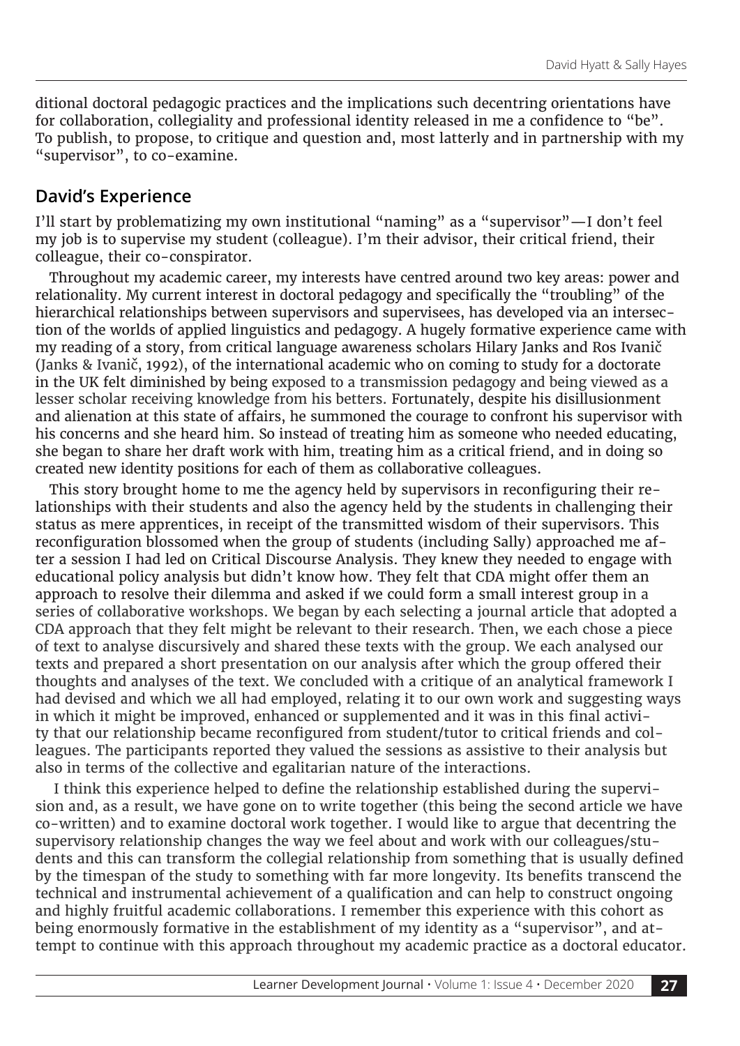ditional doctoral pedagogic practices and the implications such decentring orientations have for collaboration, collegiality and professional identity released in me a confidence to "be". To publish, to propose, to critique and question and, most latterly and in partnership with my "supervisor", to co-examine.

## David's Experience

I'll start by problematizing my own institutional "naming" as a "supervisor"—I don't feel my job is to supervise my student (colleague). I'm their advisor, their critical friend, their colleague, their co-conspirator.

Throughout my academic career, my interests have centred around two key areas: power and relationality. My current interest in doctoral pedagogy and specifically the "troubling" of the hierarchical relationships between supervisors and supervisees, has developed via an intersection of the worlds of applied linguistics and pedagogy. A hugely formative experience came with my reading of a story, from critical language awareness scholars Hilary Janks and Ros Ivanič (Janks & Ivanič, 1992), of the international academic who on coming to study for a doctorate in the UK felt diminished by being exposed to a transmission pedagogy and being viewed as a lesser scholar receiving knowledge from his betters. Fortunately, despite his disillusionment and alienation at this state of affairs, he summoned the courage to confront his supervisor with his concerns and she heard him. So instead of treating him as someone who needed educating, she began to share her draft work with him, treating him as a critical friend, and in doing so created new identity positions for each of them as collaborative colleagues.

This story brought home to me the agency held by supervisors in reconfiguring their relationships with their students and also the agency held by the students in challenging their status as mere apprentices, in receipt of the transmitted wisdom of their supervisors. This reconfiguration blossomed when the group of students (including Sally) approached me after a session I had led on Critical Discourse Analysis. They knew they needed to engage with educational policy analysis but didn't know how. They felt that CDA might offer them an approach to resolve their dilemma and asked if we could form a small interest group in a series of collaborative workshops. We began by each selecting a journal article that adopted a CDA approach that they felt might be relevant to their research. Then, we each chose a piece of text to analyse discursively and shared these texts with the group. We each analysed our texts and prepared a short presentation on our analysis after which the group offered their thoughts and analyses of the text. We concluded with a critique of an analytical framework I had devised and which we all had employed, relating it to our own work and suggesting ways in which it might be improved, enhanced or supplemented and it was in this final activity that our relationship became reconfigured from student/tutor to critical friends and colleagues. The participants reported they valued the sessions as assistive to their analysis but also in terms of the collective and egalitarian nature of the interactions.

I think this experience helped to define the relationship established during the supervision and, as a result, we have gone on to write together (this being the second article we have co-written) and to examine doctoral work together. I would like to argue that decentring the supervisory relationship changes the way we feel about and work with our colleagues/students and this can transform the collegial relationship from something that is usually defined by the timespan of the study to something with far more longevity. Its benefits transcend the technical and instrumental achievement of a qualification and can help to construct ongoing and highly fruitful academic collaborations. I remember this experience with this cohort as being enormously formative in the establishment of my identity as a "supervisor", and attempt to continue with this approach throughout my academic practice as a doctoral educator.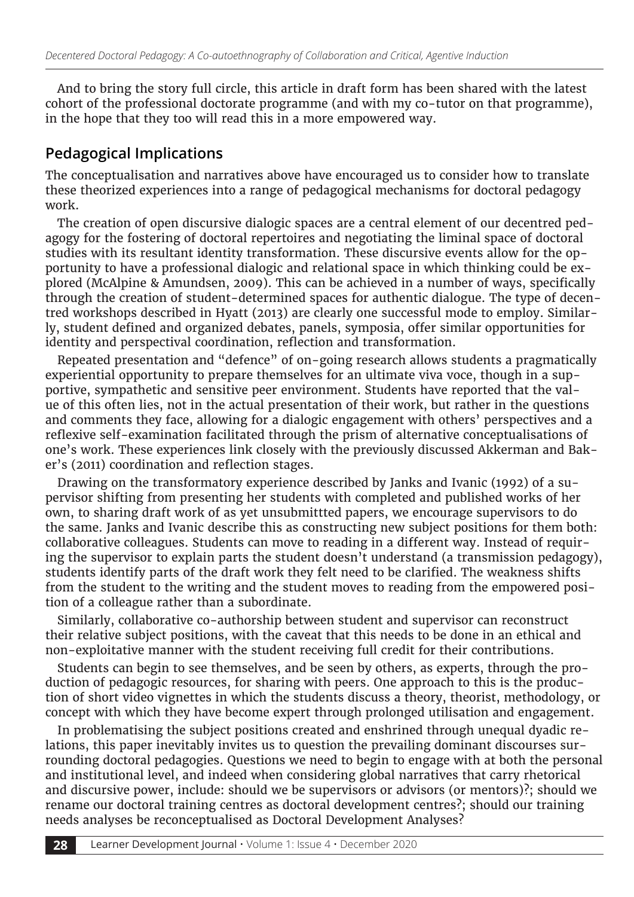And to bring the story full circle, this article in draft form has been shared with the latest cohort of the professional doctorate programme (and with my co-tutor on that programme), in the hope that they too will read this in a more empowered way.

## Pedagogical Implications

The conceptualisation and narratives above have encouraged us to consider how to translate these theorized experiences into a range of pedagogical mechanisms for doctoral pedagogy work.

The creation of open discursive dialogic spaces are a central element of our decentred pedagogy for the fostering of doctoral repertoires and negotiating the liminal space of doctoral studies with its resultant identity transformation. These discursive events allow for the opportunity to have a professional dialogic and relational space in which thinking could be explored (McAlpine & Amundsen, 2009). This can be achieved in a number of ways, specifically through the creation of student-determined spaces for authentic dialogue. The type of decentred workshops described in Hyatt (2013) are clearly one successful mode to employ. Similarly, student defined and organized debates, panels, symposia, offer similar opportunities for identity and perspectival coordination, reflection and transformation.

Repeated presentation and "defence" of on-going research allows students a pragmatically experiential opportunity to prepare themselves for an ultimate viva voce, though in a supportive, sympathetic and sensitive peer environment. Students have reported that the value of this often lies, not in the actual presentation of their work, but rather in the questions and comments they face, allowing for a dialogic engagement with others' perspectives and a reflexive self-examination facilitated through the prism of alternative conceptualisations of one's work. These experiences link closely with the previously discussed Akkerman and Baker's (2011) coordination and reflection stages.

Drawing on the transformatory experience described by Janks and Ivanic (1992) of a supervisor shifting from presenting her students with completed and published works of her own, to sharing draft work of as yet unsubmittted papers, we encourage supervisors to do the same. Janks and Ivanic describe this as constructing new subject positions for them both: collaborative colleagues. Students can move to reading in a different way. Instead of requiring the supervisor to explain parts the student doesn't understand (a transmission pedagogy), students identify parts of the draft work they felt need to be clarified. The weakness shifts from the student to the writing and the student moves to reading from the empowered position of a colleague rather than a subordinate.

Similarly, collaborative co-authorship between student and supervisor can reconstruct their relative subject positions, with the caveat that this needs to be done in an ethical and non-exploitative manner with the student receiving full credit for their contributions.

Students can begin to see themselves, and be seen by others, as experts, through the production of pedagogic resources, for sharing with peers. One approach to this is the production of short video vignettes in which the students discuss a theory, theorist, methodology, or concept with which they have become expert through prolonged utilisation and engagement.

In problematising the subject positions created and enshrined through unequal dyadic relations, this paper inevitably invites us to question the prevailing dominant discourses surrounding doctoral pedagogies. Questions we need to begin to engage with at both the personal and institutional level, and indeed when considering global narratives that carry rhetorical and discursive power, include: should we be supervisors or advisors (or mentors)?; should we rename our doctoral training centres as doctoral development centres?; should our training needs analyses be reconceptualised as Doctoral Development Analyses?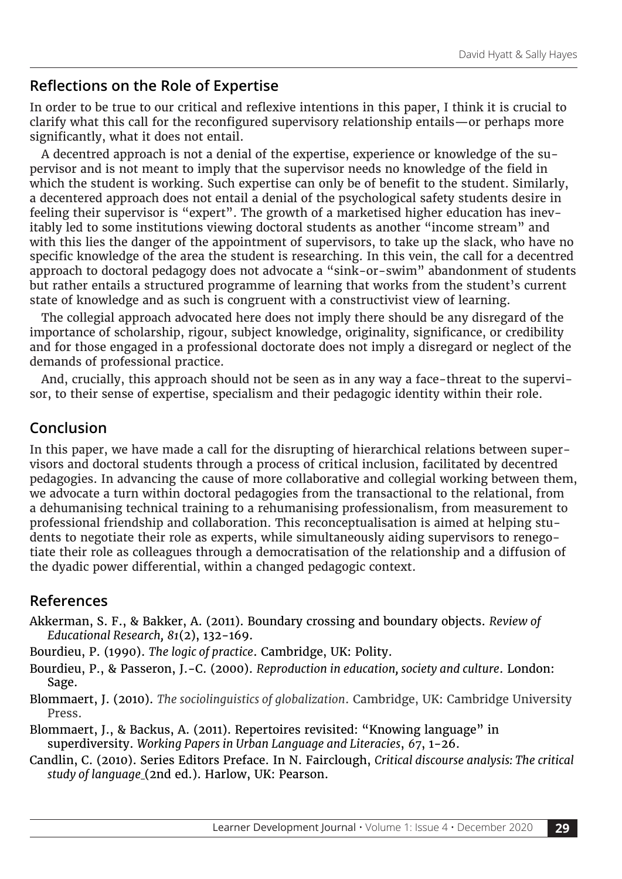## Reflections on the Role of Expertise

In order to be true to our critical and reflexive intentions in this paper, I think it is crucial to clarify what this call for the reconfigured supervisory relationship entails—or perhaps more significantly, what it does not entail.

A decentred approach is not a denial of the expertise, experience or knowledge of the supervisor and is not meant to imply that the supervisor needs no knowledge of the field in which the student is working. Such expertise can only be of benefit to the student. Similarly, a decentered approach does not entail a denial of the psychological safety students desire in feeling their supervisor is "expert". The growth of a marketised higher education has inevitably led to some institutions viewing doctoral students as another "income stream" and with this lies the danger of the appointment of supervisors, to take up the slack, who have no specific knowledge of the area the student is researching. In this vein, the call for a decentred approach to doctoral pedagogy does not advocate a "sink-or-swim" abandonment of students but rather entails a structured programme of learning that works from the student's current state of knowledge and as such is congruent with a constructivist view of learning.

The collegial approach advocated here does not imply there should be any disregard of the importance of scholarship, rigour, subject knowledge, originality, significance, or credibility and for those engaged in a professional doctorate does not imply a disregard or neglect of the demands of professional practice.

And, crucially, this approach should not be seen as in any way a face-threat to the supervisor, to their sense of expertise, specialism and their pedagogic identity within their role.

## Conclusion

In this paper, we have made a call for the disrupting of hierarchical relations between supervisors and doctoral students through a process of critical inclusion, facilitated by decentred pedagogies. In advancing the cause of more collaborative and collegial working between them, we advocate a turn within doctoral pedagogies from the transactional to the relational, from a dehumanising technical training to a rehumanising professionalism, from measurement to professional friendship and collaboration. This reconceptualisation is aimed at helping students to negotiate their role as experts, while simultaneously aiding supervisors to renegotiate their role as colleagues through a democratisation of the relationship and a diffusion of the dyadic power differential, within a changed pedagogic context.

## References

Akkerman, S. F., & Bakker, A. (2011). Boundary crossing and boundary objects. *Review of Educational Research, 81*(2), 132-169.

Bourdieu, P. (1990). *The logic of practice*. Cambridge, UK: Polity.

Bourdieu, P., & Passeron, J.-C. (2000). *Reproduction in education, society and culture*. London: Sage.

Blommaert, J. (2010). *The sociolinguistics of globalization*. Cambridge, UK: Cambridge University Press.

Blommaert, J., & Backus, A. (2011). Repertoires revisited: "Knowing language" in superdiversity. *Working Papers in Urban Language and Literacies*, *67*, 1-26.

Candlin, C. (2010). Series Editors Preface. In N. Fairclough, *Critical discourse analysis: The critical study of language* (2nd ed.). Harlow, UK: Pearson.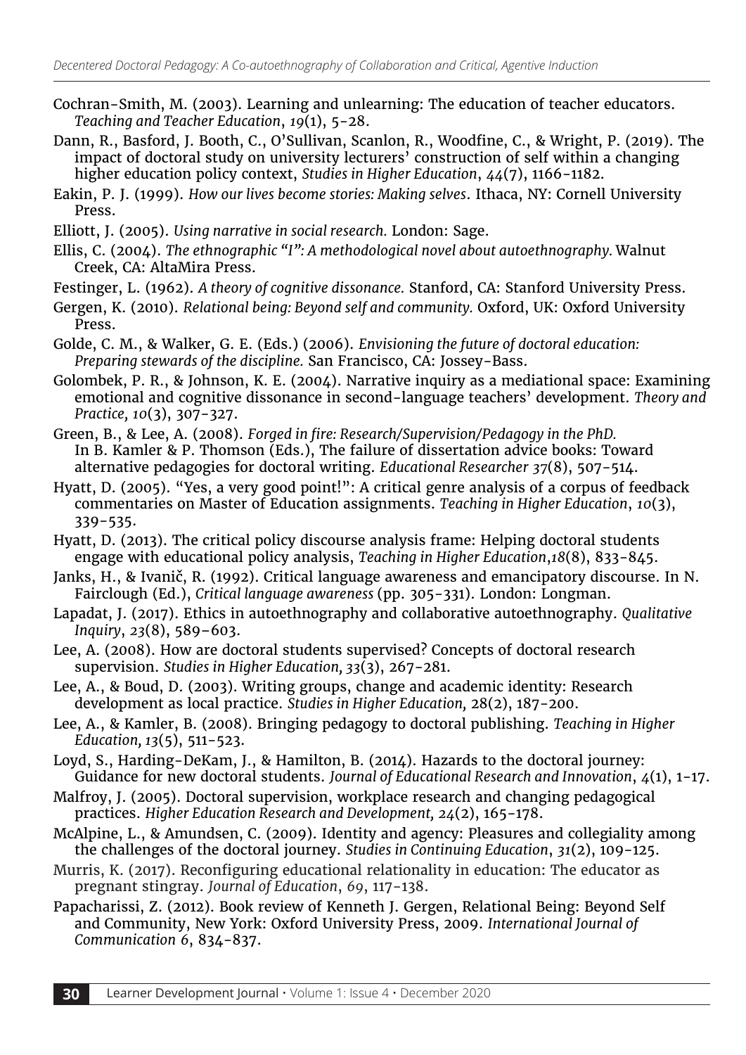Cochran-Smith, M. (2003). Learning and unlearning: The education of teacher educators. *Teaching and Teacher Education*, *19*(1), 5-28.

Dann, R., Basford, J. Booth, C., O'Sullivan, Scanlon, R., Woodfine, C., & Wright, P. (2019). The impact of doctoral study on university lecturers' construction of self within a changing higher education policy context, *Studies in Higher Education*, *44*(7), 1166-1182.

Eakin, P. J. (1999). *How our lives become stories: Making selves*. Ithaca, NY: Cornell University Press.

Elliott, J. (2005). *Using narrative in social research.* London: Sage.

Ellis, C. (2004). *The ethnographic "I": A methodological novel about autoethnography.* Walnut Creek, CA: AltaMira Press.

Festinger, L. (1962). *A theory of cognitive dissonance.* Stanford, CA: Stanford University Press.

Gergen, K. (2010). *Relational being: Beyond self and community.* Oxford, UK: Oxford University Press.

Golde, C. M., & Walker, G. E. (Eds.) (2006). *Envisioning the future of doctoral education: Preparing stewards of the discipline.* San Francisco, CA: Jossey-Bass.

Golombek, P. R., & Johnson, K. E. (2004). Narrative inquiry as a mediational space: Examining emotional and cognitive dissonance in second-language teachers' development. *Theory and Practice, 10*(3), 307-327.

Green, B., & Lee, A. (2008). *Forged in fire: Research/Supervision/Pedagogy in the PhD.* In B. Kamler & P. Thomson (Eds.), The failure of dissertation advice books: Toward alternative pedagogies for doctoral writing. *Educational Researcher 37*(8), 507-514.

Hyatt, D. (2005). "Yes, a very good point!": A critical genre analysis of a corpus of feedback commentaries on Master of Education assignments. *Teaching in Higher Education*, *10*(3), 339-535.

Hyatt, D. (2013). The critical policy discourse analysis frame: Helping doctoral students engage with educational policy analysis, *Teaching in Higher Education*,*18*(8), 833-845.

Janks, H., & Ivanič, R. (1992). Critical language awareness and emancipatory discourse. In N. Fairclough (Ed.), *Critical language awareness* (pp. 305-331). London: Longman.

Lapadat, J. (2017). Ethics in autoethnography and collaborative autoethnography. *Qualitative Inquiry*, *23*(8), 589–603.

Lee, A. (2008). How are doctoral students supervised? Concepts of doctoral research supervision. *Studies in Higher Education, 33*(3), 267-281.

Lee, A., & Boud, D. (2003). Writing groups, change and academic identity: Research development as local practice. *Studies in Higher Education,* 28(2), 187-200.

Lee, A., & Kamler, B. (2008). Bringing pedagogy to doctoral publishing. *Teaching in Higher Education, 13*(5), 511-523.

Loyd, S., Harding-DeKam, J., & Hamilton, B. (2014). Hazards to the doctoral journey: Guidance for new doctoral students. *Journal of Educational Research and Innovation*, *4*(1), 1-17.

Malfroy, J. (2005). Doctoral supervision, workplace research and changing pedagogical practices. *Higher Education Research and Development, 24*(2), 165-178.

McAlpine, L., & Amundsen, C. (2009). Identity and agency: Pleasures and collegiality among the challenges of the doctoral journey. *Studies in Continuing Education*, *31*(2), 109-125.

Murris, K. (2017). Reconfiguring educational relationality in education: The educator as pregnant stingray. *Journal of Education*, *69*, 117-138.

Papacharissi, Z. (2012). Book review of Kenneth J. Gergen, Relational Being: Beyond Self and Community, New York: Oxford University Press, 2009. *International Journal of Communication 6*, 834-837.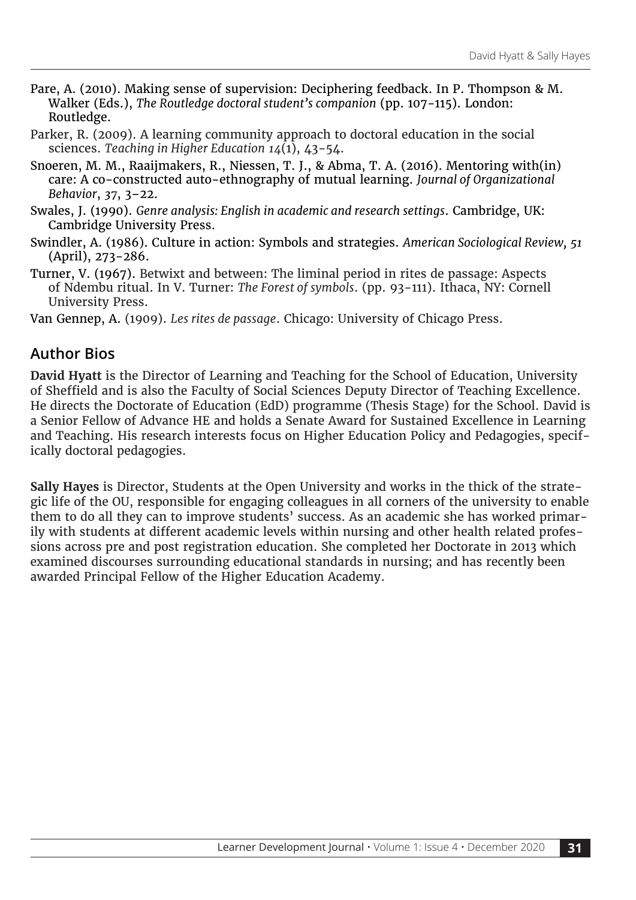Pare, A. (2010). Making sense of supervision: Deciphering feedback. In P. Thompson & M. Walker (Eds.), *The Routledge doctoral student's companion* (pp. 107-115). London: Routledge.

Parker, R. (2009). A learning community approach to doctoral education in the social sciences. *Teaching in Higher Education 14*(1), 43-54.

Snoeren, M. M., Raaijmakers, R., Niessen, T. J., & Abma, T. A. (2016). Mentoring with(in) care: A co-constructed auto-ethnography of mutual learning. *Journal of Organizational Behavior*, *37*, 3–22.

Swales, J. (1990). *Genre analysis: English in academic and research settings*. Cambridge, UK: Cambridge University Press.

Swindler, A. (1986). Culture in action: Symbols and strategies. *American Sociological Review, 51* (April), 273-286.

Turner, V. (1967). Betwixt and between: The liminal period in rites de passage: Aspects of Ndembu ritual. In V. Turner: *The Forest of symbols*. (pp. 93-111). Ithaca, NY: Cornell University Press.

Van Gennep, A. (1909). *Les rites de passage*. Chicago: University of Chicago Press.

## Author Bios

**David Hyatt** is the Director of Learning and Teaching for the School of Education, University of Sheffield and is also the Faculty of Social Sciences Deputy Director of Teaching Excellence. He directs the Doctorate of Education (EdD) programme (Thesis Stage) for the School. David is a Senior Fellow of Advance HE and holds a Senate Award for Sustained Excellence in Learning and Teaching. His research interests focus on Higher Education Policy and Pedagogies, specifically doctoral pedagogies.

**Sally Hayes** is Director, Students at the Open University and works in the thick of the strategic life of the OU, responsible for engaging colleagues in all corners of the university to enable them to do all they can to improve students' success. As an academic she has worked primarily with students at different academic levels within nursing and other health related professions across pre and post registration education. She completed her Doctorate in 2013 which examined discourses surrounding educational standards in nursing; and has recently been awarded Principal Fellow of the Higher Education Academy.